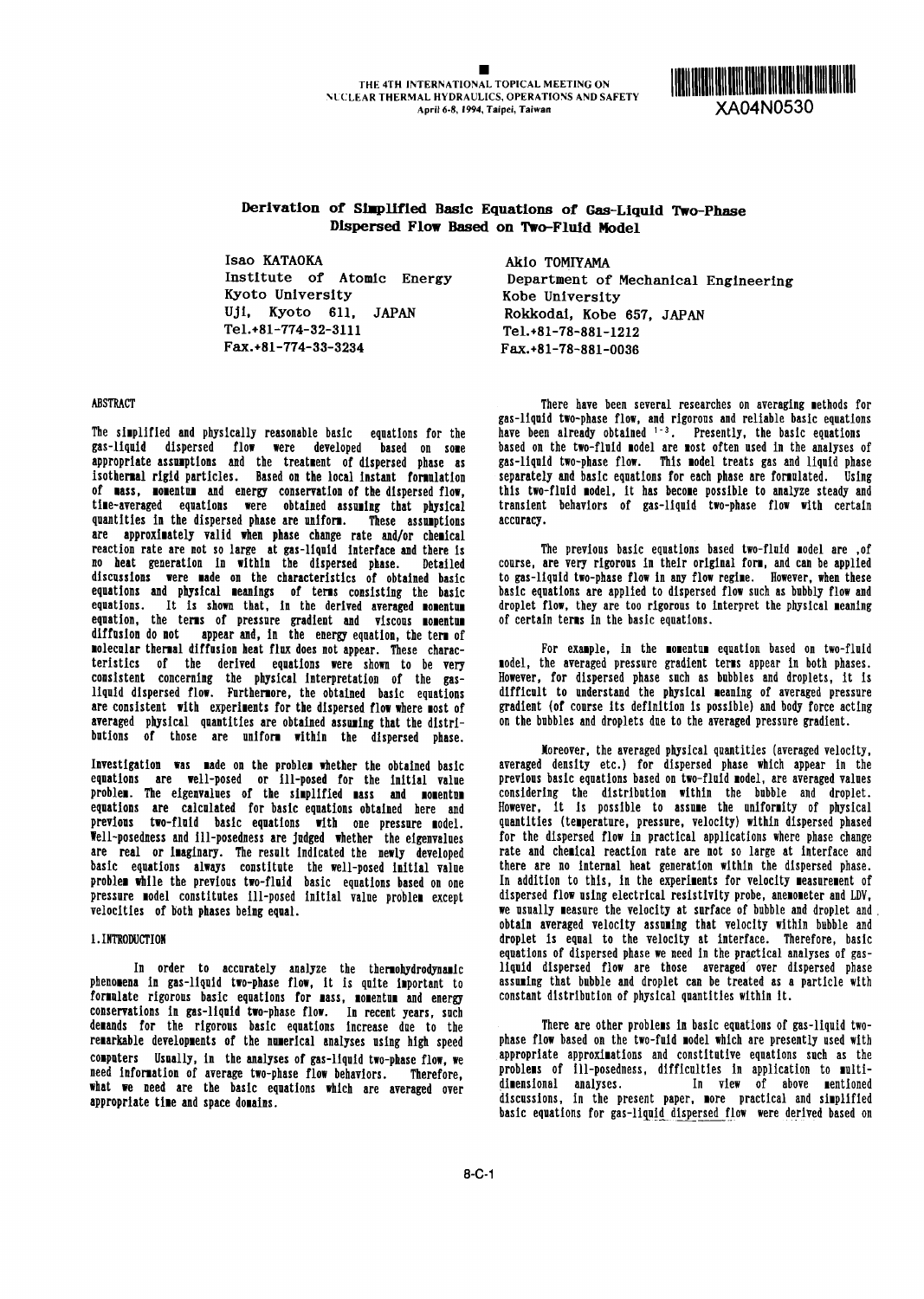# Derivation of Simplified Basic Equations of Gas-Liquid Two-Phase Dispersed Flow Based on Two-Fluid Model

Isao KATAOKA
Institute of Atomic Energy
Kyoto University
Uji, Kyoto 611, JAPAN
Tel.+81-774-32-3111
Fax.+81-774-33-3234

Akio TOMIYAMA
Department of Mechanical Engineering
Kobe University
Rokkodai, Kobe 657, JAPAN
Tel.+81-78-881-1212
Fax.+81-78-881-0036

## ABSTRACT

The simplified and physically reasonable basic equations for the gas-liquid dispersed flow were developed based on some appropriate assumptions and the treatment of dispersed phase as isothermal rigid particles. Based on the local instant formulation of mass, momentum and energy conservation of the dispersed flow, time-averaged equations were obtained assuming that physical quantities in the dispersed phase are uniform. These assumptions are approximately valid when phase change rate and/or chemical reaction rate are not so large at gas-liquid interface and there is no heat generation in within the dispersed phase. Detailed discussions were made on the characteristics of obtained basic equations and physical meanings of terms consisting the basic equations. It is shown that, in the derived averaged momentum equation, the terms of pressure gradient and viscous momentum diffusion do not appear and, in the energy equation, the term of molecular thermal diffusion heat flux does not appear. These characteristics of the derived equations were shown to be very consistent concerning the physical interpretation of the gas-liquid dispersed flow. Furthermore, the obtained basic equations are consistent with experiments for the dispersed flow where most of averaged physical quantities are obtained assuming that the distributions of those are uniform within the dispersed phase.

Investigation was made on the problem whether the obtained basic equations are well-posed or ill-posed for the initial value problem. The eigenvalues of the simplified mass and momentum equations are calculated for basic equations obtained here and previous two-fluid basic equations with one pressure model. Well-posedness and ill-posedness are judged whether the eigenvalues are real or imaginary. The result indicated the newly developed basic equations always constitute the well-posed initial value problem while the previous two-fluid basic equations based on one pressure model constitutes ill-posed initial value problem except velocities of both phases being equal.

## 1. INTRODUCTION

In order to accurately analyze the thermohydrodynamic phenomena in gas-liquid two-phase flow, it is quite important to formulate rigorous basic equations for mass, momentum and energy conservations in gas-liquid two-phase flow. In recent years, such demands for the rigorous basic equations increase due to the remarkable developments of the numerical analyses using high speed computers Usually, in the analyses of gas-liquid two-phase flow, we need information of average two-phase flow behaviors. Therefore, what we need are the basic equations which are averaged over appropriate time and space domains.

There have been several researches on averaging methods for gas-liquid two-phase flow, and rigorous and reliable basic equations have been already obtained [1-3]. Presently, the basic equations based on the two-fluid model are most often used in the analyses of gas-liquid two-phase flow. This model treats gas and liquid phase separately and basic equations for each phase are formulated. Using this two-fluid model, it has become possible to analyze steady and transient behaviors of gas-liquid two-phase flow with certain accuracy.

The previous basic equations based two-fluid model are ,of course, are very rigorous in their original form, and can be applied to gas-liquid two-phase flow in any flow regime. However, when these basic equations are applied to dispersed flow such as bubbly flow and droplet flow, they are too rigorous to interpret the physical meaning of certain terms in the basic equations.

For example, in the momentum equation based on two-fluid model, the averaged pressure gradient terms appear in both phases. However, for dispersed phase such as bubbles and droplets, it is difficult to understand the physical meaning of averaged pressure gradient (of course its definition is possible) and body force acting on the bubbles and droplets due to the averaged pressure gradient.

Moreover, the averaged physical quantities (averaged velocity, averaged density etc.) for dispersed phase which appear in the previous basic equations based on two-fluid model, are averaged values considering the distribution within the bubble and droplet. However, it is possible to assume the uniformity of physical quantities (temperature, pressure, velocity) within dispersed phased for the dispersed flow in practical applications where phase change rate and chemical reaction rate are not so large at interface and there are no internal heat generation within the dispersed phase. In addition to this, in the experiments for velocity measurement of dispersed flow using electrical resistivity probe, anemometer and LDV, we usually measure the velocity at surface of bubble and droplet and obtain averaged velocity assuming that velocity within bubble and droplet is equal to the velocity at interface. Therefore, basic equations of dispersed phase we need in the practical analyses of gas-liquid dispersed flow are those averaged over dispersed phase assuming that bubble and droplet can be treated as a particle with constant distribution of physical quantities within it.

There are other problems in basic equations of gas-liquid two-phase flow based on the two-fuld model which are presently used with appropriate approximations and constitutive equations such as the problems of ill-posedness, difficulties in application to multi-dimensional analyses. In view of above mentioned discussions, in the present paper, more practical and simplified basic equations for gas-liquid dispersed flow were derived based on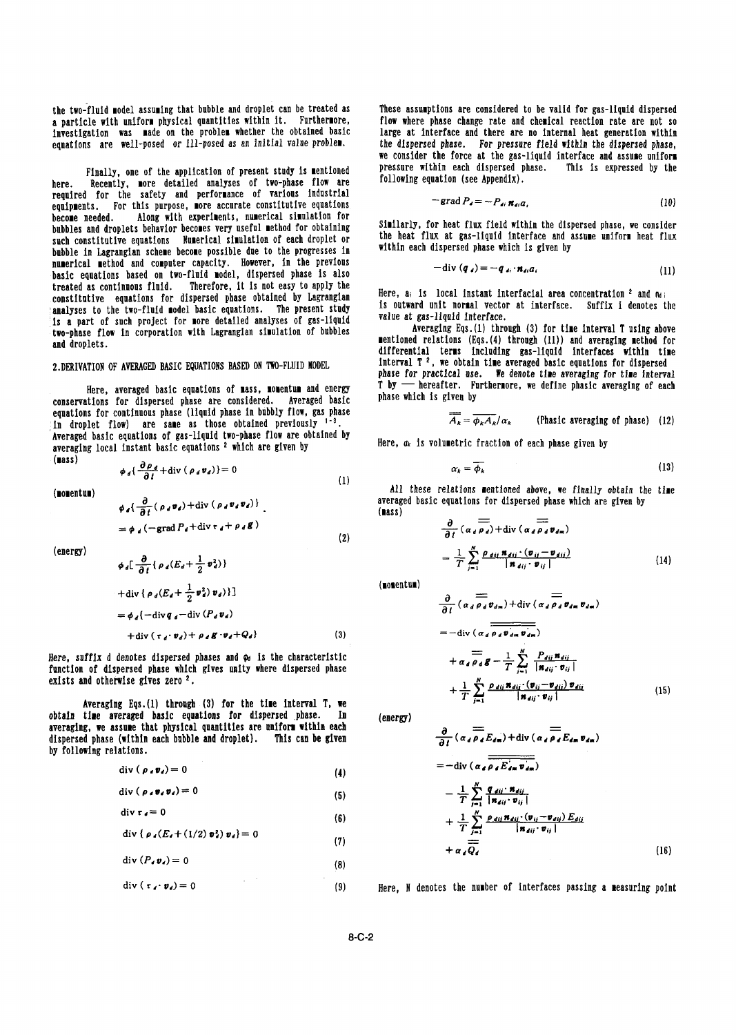the two-fluid model assuming that bubble and droplet can be treated as a particle with uniform physical quantities within it. Furthermore, investigation was made on the problem whether the obtained basic equations are well-posed or ill-posed as an initial value problem.

Finally, one of the application of present study is mentioned here. Recently, more detailed analyses of two-phase flow are required for the safety and performance of various industrial equipments. For this purpose, more accurate constitutive equations become needed. Along with experiments, numerical simulation for bubbles and droplets behavior becomes very useful method for obtaining such constitutive equations. Numerical simulation of each droplet or bubble in Lagrangian scheme become possible due to the progresses in numerical method and computer capacity. However, in the previous basic equations based on two-fluid model, dispersed phase is also treated as continuous fluid. Therefore, it is not easy to apply the constitutive equations for dispersed phase obtained by Lagrangian analyses to the two-fluid model basic equations. The present study is a part of such project for more detailed analyses of gas-liquid two-phase flow in corporation with Lagrangian simulation of bubbles and droplets.

## 2. DERIVATION OF AVERAGED BASIC EQUATIONS BASED ON TWO-FLUID MODEL

Here, averaged basic equations of mass, momentum and energy conservations for dispersed phase are considered. Averaged basic equations for continuous phase (liquid phase in bubbly flow, gas phase in droplet flow) are same as those obtained previously [1-3]. Averaged basic equations of gas-liquid two-phase flow are obtained by averaging local instant basic equations [2] which are given by

(mass)

$$\phi_d\left\{\frac{\partial \rho_d}{\partial t}+\operatorname{div}(\rho_d \boldsymbol{v}_d)\right\}=0 \tag{1}$$

(momentum)

$$\phi_d\left\{\frac{\partial}{\partial t}(\rho_d \boldsymbol{v}_d)+\operatorname{div}(\rho_d \boldsymbol{v}_d \boldsymbol{v}_d)\right\} = \phi_d\left(-\operatorname{grad} P_d+\operatorname{div}\tau_d+\rho_d \boldsymbol{g}\right) \tag{2}$$

(energy)

$$\phi_d\left[\frac{\partial}{\partial t}\left\{\rho_d\left(E_d+\frac{1}{2}v_d^2\right)\right\} +\operatorname{div}\left\{\rho_d\left(E_d+\frac{1}{2}v_d^2\right)\boldsymbol{v}_d\right\}\right] = \phi_d\left\{-\operatorname{div}\boldsymbol{q}_d-\operatorname{div}(P_d \boldsymbol{v}_d) +\operatorname{div}(\tau_d\cdot \boldsymbol{v}_d)+\rho_d \boldsymbol{g}\cdot \boldsymbol{v}_d+Q_d\right\} \tag{3}$$

Here, suffix d denotes dispersed phases and $\phi_d$ is the characteristic function of dispersed phase which gives unity where dispersed phase exists and otherwise gives zero [2].

Averaging Eqs.(1) through (3) for the time interval T, we obtain time averaged basic equations for dispersed phase. In averaging, we assume that physical quantities are uniform within each dispersed phase (within each bubble and droplet). This can be given by following relations.

$$\operatorname{div}(\rho_d \boldsymbol{v}_d)=0 \tag{4}$$

$$\operatorname{div}(\rho_d \boldsymbol{v}_d \boldsymbol{v}_d)=0 \tag{5}$$

$$\operatorname{div}\tau_d=0 \tag{6}$$

$$\operatorname{div}\{\rho_d(E_d+(1/2)v_d^2)\boldsymbol{v}_d\}=0 \tag{7}$$

$$\operatorname{div}(P_d \boldsymbol{v}_d)=0 \tag{8}$$

$$\operatorname{div}(\tau_d\cdot \boldsymbol{v}_d)=0 \tag{9}$$

These assumptions are considered to be valid for gas-liquid dispersed flow where phase change rate and chemical reaction rate are not so large at interface and there are no internal heat generation within the dispersed phase. For pressure field within the dispersed phase, we consider the force at the gas-liquid interface and assume uniform pressure within each dispersed phase. This is expressed by the following equation (see Appendix).

$$-\operatorname{grad} P_d=-P_{di}\boldsymbol{n}_{di}a_i \tag{10}$$

Similarly, for heat flux field within the dispersed phase, we consider the heat flux at gas-liquid interface and assume uniform heat flux within each dispersed phase which is given by

$$-\operatorname{div}(\boldsymbol{q}_d)=-\boldsymbol{q}_{di}\cdot\boldsymbol{n}_{di}a_i \tag{11}$$

Here, $a_i$ is local instant interfacial area concentration [2] and $\boldsymbol{n}_{di}$ is outward unit normal vector at interface. Suffix i denotes the value at gas-liquid interface.

Averaging Eqs.(1) through (3) for time interval T using above mentioned relations (Eqs.(4) through (11)) and averaging method for differential terms including gas-liquid interfaces within time interval T [2], we obtain time averaged basic equations for dispersed phase for practical use. We denote time averaging for time interval T by — hereafter. Furthermore, we define phasic averaging of each phase which is given by

$$\overline{\overline{A_k}}=\overline{\phi_k A_k}/\alpha_k \qquad \text{(Phasic averaging of phase)} \tag{12}$$

Here, $\alpha_k$ is volumetric fraction of each phase given by

$$\alpha_k=\overline{\phi_k} \tag{13}$$

All these relations mentioned above, we finally obtain the time averaged basic equations for dispersed phase which are given by

(mass)

$$\frac{\partial}{\partial t}(\alpha_d \overline{\overline{\rho_d}})+\operatorname{div}(\alpha_d \overline{\overline{\rho_d}}\,\overline{\overline{\boldsymbol{v}_{dm}}}) = \frac{1}{T}\sum_{j=1}^{N}\frac{\rho_{dij}\boldsymbol{n}_{dij}\cdot(\boldsymbol{v}_{ij}-\boldsymbol{v}_{dij})}{|\boldsymbol{n}_{dij}\cdot\boldsymbol{v}_{ij}|} \tag{14}$$

(momentum)

$$\frac{\partial}{\partial t}(\alpha_d \overline{\overline{\rho_d}}\,\overline{\overline{\boldsymbol{v}_{dm}}})+\operatorname{div}(\alpha_d \overline{\overline{\rho_d}}\,\overline{\overline{\boldsymbol{v}_{dm}}}\,\overline{\overline{\boldsymbol{v}_{dm}}}) = -\operatorname{div}(\alpha_d \overline{\overline{\rho_d \boldsymbol{v}'_{dm}\boldsymbol{v}'_{dm}}}) + \alpha_d\overline{\overline{\rho_d}}\boldsymbol{g}-\frac{1}{T}\sum_{j=1}^{N}\frac{P_{dij}\boldsymbol{n}_{dij}}{|\boldsymbol{n}_{dij}\cdot\boldsymbol{v}_{ij}|} +\frac{1}{T}\sum_{j=1}^{N}\frac{\rho_{dij}\boldsymbol{n}_{dij}\cdot(\boldsymbol{v}_{ij}-\boldsymbol{v}_{dij})\boldsymbol{v}_{dij}}{|\boldsymbol{n}_{dij}\cdot\boldsymbol{v}_{ij}|} \tag{15}$$

(energy)

$$\frac{\partial}{\partial t}(\alpha_d \overline{\overline{\rho_d}}\,\overline{\overline{E_{dm}}})+\operatorname{div}(\alpha_d \overline{\overline{\rho_d}}\,\overline{\overline{E_{dm}}}\,\overline{\overline{\boldsymbol{v}_{dm}}}) = -\operatorname{div}(\alpha_d \overline{\overline{\rho_d E'_{dm}\boldsymbol{v}'_{dm}}}) -\frac{1}{T}\sum_{j=1}^{N}\frac{\boldsymbol{q}_{dij}\cdot\boldsymbol{n}_{dij}}{|\boldsymbol{n}_{dij}\cdot\boldsymbol{v}_{ij}|} +\frac{1}{T}\sum_{j=1}^{N}\frac{\rho_{dij}\boldsymbol{n}_{dij}\cdot(\boldsymbol{v}_{ij}-\boldsymbol{v}_{dij})E_{dij}}{|\boldsymbol{n}_{dij}\cdot\boldsymbol{v}_{ij}|} +\alpha_d\overline{\overline{Q_d}} \tag{16}$$

Here, N denotes the number of interfaces passing a measuring point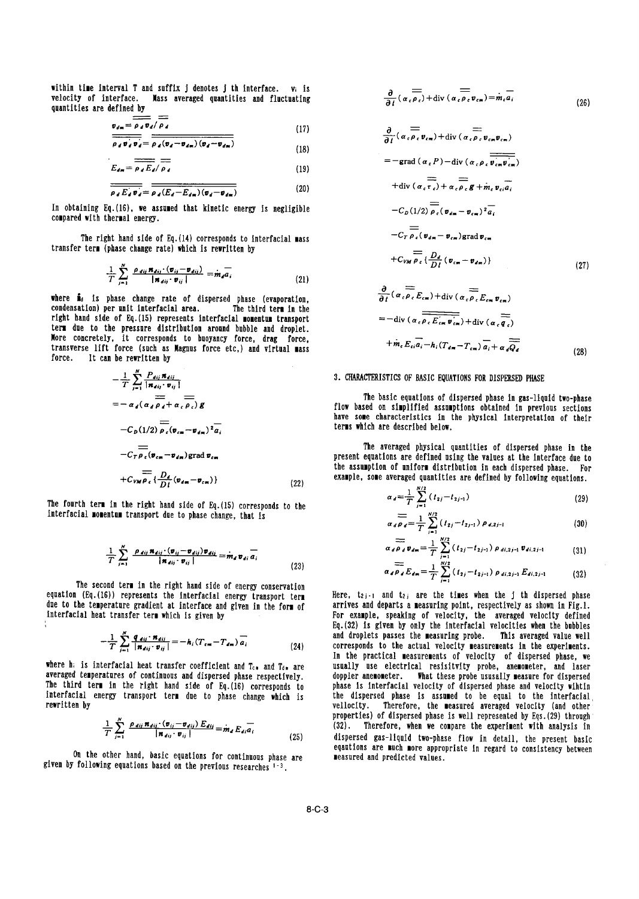within time interval T and suffix j denotes j th interface. $v_i$ is velocity of interface. Mass averaged quantities and fluctuating quantities are defined by

$$v_{dm} = \overline{\overline{\rho_d v_d}} / \overline{\overline{\rho_d}} \tag{17}$$

$$\overline{\overline{\rho_d v_d' v_d'}} = \overline{\overline{\rho_d (v_d - v_{dm})(v_d - v_{dm})}} \tag{18}$$

$$E_{dm} = \overline{\overline{\rho_d E_d}} / \overline{\overline{\rho_d}} \tag{19}$$

$$\overline{\overline{\rho_d E_d' v_d'}} = \overline{\overline{\rho_d (E_d - E_{dm})(v_d - v_{dm})}} \tag{20}$$

In obtaining Eq.(16), we assumed that kinetic energy is negligible compared with thermal energy.

The right hand side of Eq.(14) corresponds to interfacial mass transfer term (phase change rate) which is rewritten by

$$\frac{1}{T}\sum_{j=1}^{N} \frac{\rho_{dij} n_{dij} \cdot (v_{ij} - v_{dij})}{|n_{dij} \cdot v_{ij}|} = \dot{m}_d \overline{a_i} \tag{21}$$

where $\dot{m}_d$ is phase change rate of dispersed phase (evaporation, condensation) per unit interfacial area. The third term in the right hand side of Eq.(15) represents interfacial momentum transport term due to the pressure distribution around bubble and droplet. More concretely, it corresponds to buoyancy force, drag force, transverse lift force (such as Magnus force etc,) and virtual mass force. It can be rewritten by

$$\begin{aligned}
&-\frac{1}{T}\sum_{j=1}^{N} \frac{P_{dij} n_{dij}}{|n_{dij} \cdot v_{ij}|} \\
&= -\alpha_d(\alpha_d \overline{\overline{\rho_d}} + \alpha_c \overline{\overline{\rho_c}}) g \\
&\quad -C_D(1/2)\overline{\overline{\rho_c}}(v_{cm} - v_{dm})^2 \overline{a_i} \\
&\quad -C_T \overline{\overline{\rho_c}}(v_{cm} - v_{dm}) \mathrm{grad}\, v_{cm} \\
&\quad +C_{VM} \overline{\overline{\rho_c}} \{ \frac{D_d}{Dt}(v_{dm} - v_{cm}) \}
\end{aligned} \tag{22}$$

The fourth term in the right hand side of Eq.(15) corresponds to the interfacial momentum transport due to phase change, that is

$$\frac{1}{T}\sum_{j=1}^{N} \frac{\rho_{dij} n_{dij} \cdot (v_{ij} - v_{dij}) v_{dij}}{|n_{dij} \cdot v_{ij}|} = \dot{m}_d v_{di} \overline{a_i} \tag{23}$$

The second term in the right hand side of energy conservation equation (Eq.(16)) represents the interfacial energy transport term due to the temperature gradient at interface and given in the form of interfacial heat transfer term which is given by

$$-\frac{1}{T}\sum_{j=1}^{N} \frac{q_{dij} \cdot n_{dij}}{|n_{dij} \cdot v_{ij}|} = -h_i (T_{cm} - T_{dm}) \overline{a_i} \tag{24}$$

where $h_i$ is interfacial heat transfer coefficient and $T_{cm}$ and $T_{dm}$ are averaged temperatures of continuous and dispersed phase respectively. The third term in the right hand side of Eq.(16) corresponds to interfacial energy transport term due to phase change which is rewritten by

$$\frac{1}{T}\sum_{j=1}^{N} \frac{\rho_{dij} n_{dij} \cdot (v_{ij} - v_{dij}) E_{dij}}{|n_{dij} \cdot v_{ij}|} = \dot{m}_d E_{di} \overline{a_i} \tag{25}$$

On the other hand, basic equations for continuous phase are given by following equations based on the previous researches [1-3].

$$\frac{\partial}{\partial t}(\alpha_c \overline{\overline{\rho_c}}) + \mathrm{div}(\alpha_c \overline{\overline{\rho_c}} v_{cm}) = \dot{m}_c \overline{a_i} \tag{26}$$

$$\begin{aligned}
&\frac{\partial}{\partial t}(\alpha_c \overline{\overline{\rho_c}} v_{cm}) + \mathrm{div}(\alpha_c \overline{\overline{\rho_c}} v_{cm} v_{cm}) \\
&= -\mathrm{grad}(\alpha_c P) - \mathrm{div}(\alpha_c \overline{\overline{\rho_c v_{cm}' v_{cm}'}}) \\
&\quad +\mathrm{div}(\alpha_c \overline{\overline{\tau_c}}) + \alpha_c \overline{\overline{\rho_c}} g + \dot{m}_c v_{ci} \overline{a_i} \\
&\quad -C_D(1/2)\overline{\overline{\rho_c}}(v_{dm} - v_{cm})^2 \overline{a_i} \\
&\quad -C_T \overline{\overline{\rho_c}}(v_{dm} - v_{cm}) \mathrm{grad}\, v_{cm} \\
&\quad +C_{VM} \overline{\overline{\rho_c}} \{ \frac{D_d}{Dt}(v_{cm} - v_{dm}) \}
\end{aligned} \tag{27}$$

$$\begin{aligned}
&\frac{\partial}{\partial t}(\alpha_c \overline{\overline{\rho_c}} E_{cm}) + \mathrm{div}(\alpha_c \overline{\overline{\rho_c}} E_{cm} v_{cm}) \\
&= -\mathrm{div}(\alpha_c \overline{\overline{\rho_c E_{cm}' v_{cm}'}}) + \mathrm{div}(\alpha_c \overline{\overline{q_c}}) \\
&\quad +\dot{m}_c E_{ci} \overline{a_i} - h_i (T_{dm} - T_{cm}) \overline{a_i} + \alpha_d \overline{\overline{Q_d}}
\end{aligned} \tag{28}$$

## 3. CHARACTERISTICS OF BASIC EQUATIONS FOR DISPERSED PHASE

The basic equations of dispersed phase in gas-liquid two-phase flow based on simplified assumptions obtained in previous sections have some characteristics in the physical interpretation of their terms which are described below.

The averaged physical quantities of dispersed phase in the present equations are defined using the values at the interface due to the assumption of uniform distribution in each dispersed phase. For example, some averaged quantities are defined by following equations.

$$\alpha_d = \frac{1}{T}\sum_{j=1}^{N/2}(t_{2j} - t_{2j-1}) \tag{29}$$

$$\alpha_d \overline{\overline{\rho_d}} = \frac{1}{T}\sum_{j=1}^{N/2}(t_{2j} - t_{2j-1}) \rho_{d,2j-1} \tag{30}$$

$$\alpha_d \overline{\overline{\rho_d}} v_{dm} = \frac{1}{T}\sum_{j=1}^{N/2}(t_{2j} - t_{2j-1}) \rho_{di,2j-1} v_{di,2j-1} \tag{31}$$

$$\alpha_d \overline{\overline{\rho_d}} E_{dm} = \frac{1}{T}\sum_{j=1}^{N/2}(t_{2j} - t_{2j-1}) \rho_{di,2j-1} E_{di,2j-1} \tag{32}$$

Here, $t_{2j-1}$ and $t_{2j}$ are the times when the j th dispersed phase arrives and departs a measuring point, respectively as shown in Fig.1. For example, speaking of velocity, the averaged velocity defined Eq.(32) is given by only the interfacial velocities when the bubbles and droplets passes the measuring probe. This averaged value well corresponds to the actual velocity measurements in the experiments. In the practical measurements of velocity of dispersed phase, we usually use electrical resisitivity probe, anemometer, and laser doppler anemometer. What these probe ususally measure for dispersed phase is interfacial velocity of dispersed phase and velocity within the dispersed phase is assumed to be equal to the interfacial velocity. Therefore, the measured averaged velocity (and other properties) of dispersed phase is well represented by Eqs.(29) through (32). Therefore, when we compare the experiment with analysis in dispersed gas-liquid two-phase flow in detail, the present basic eqautions are much more appropriate in regard to consistency between measured and predicted values.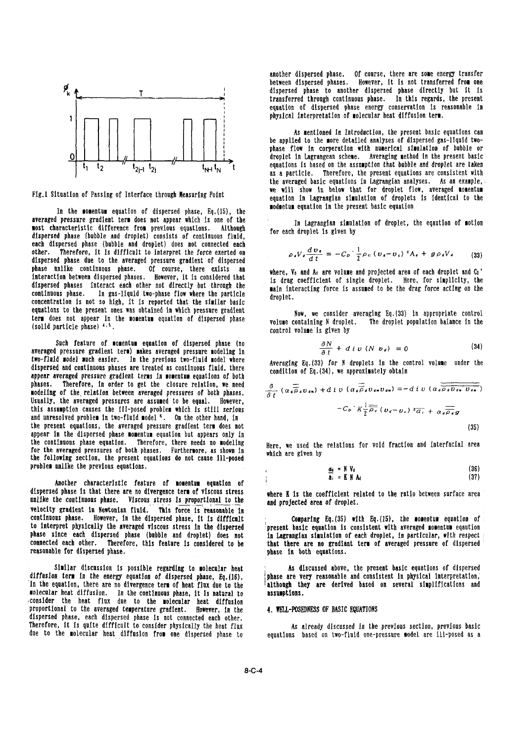Fig.1 Situation of Passing of Interface through Measuring Point

In the momentum equation of dispersed phase, Eq.(15), the averaged pressure gradient term does not appear which is one of the most characteristic difference from previous equations. Although dispersed phase (bubble and droplet) consists of continuous fluid, each dispersed phase (bubble and droplet) does not connected each other. Therefore, it is difficult to interpret the force exerted on dispersed phase due to the averaged pressure gradient of dispersed phase unlike continuous phase. Of course, there exists an interaction between dispersed phases. However, it is considered that dispersed phases interact each other not directly but through the continuous phase. In gas-liquid two-phase flow where the particle concentration is not so high, it is reported that the similar basic equations to the present ones was obtained in which pressure gradient term does not appear in the momentum equation of dispersed phase (solid particle phase) [4,5].

Such feature of momentum equation of dispersed phase (no averaged pressure gradient term) makes averaged pressure modeling in two-fluid model much easier. In the previous two-fluid model where dispersed and continuous phases are treated as continuous fluid, there appear averaged pressure gradient terms in momentum equations of both phases. Therefore, in order to get the closure relation, we need modeling of the relation between averaged pressures of both phases. Usually, the averaged pressures are assumed to be equal. However, this assumption causes the ill-posed problem which is still serious and unresolved problem in two-fluid model [6]. On the other hand, in the present equations, the averaged pressure gradient term does not appear in the dispersed phase momentum equation but appears only in the continuous phase equation. Therefore, there needs no modeling for the averaged pressures of both phases. Furthermore, as shown in the following section, the present equations do not cause ill-posed problem unlike the previous equations.

Another characteristic feature of momentum equation of dispersed phase is that there are no divergence term of viscous stress unlike the continuous phase. Viscous stress is proportional to the velocity gradient in Newtonian fluid. This force is reasonable in continuous phase. However, in the dispersed phase, it is difficult to interpret physically the averaged viscous stress in the dispersed phase since each dispersed phase (bubble and droplet) does not connected each other. Therefore, this feature is considered to be reasonable for dispersed phase.

Similar discussion is possible regarding to molecular heat diffusion term in the energy equation of dispersed phase, Eq.(16). In the equation, there are no divergence term of heat flux due to the molecular heat diffusion. In the continuous phase, it is natural to consider the heat flux due to the molecular heat diffusion proportional to the averaged temperature gradient. However, in the dispersed phase, each dispersed phase is not connected each other. Therefore, it is quite difficult to consider physically the heat flux due to the molecular heat diffusion from one dispersed phase to another dispersed phase. Of course, there are some energy transfer between dispersed phases. However, it is not transferred from one dispersed phase to another dispersed phase directly but it is transferred through continuous phase. In this regards, the present equation of dispersed phase energy conservation is reasonable in physical interpretation of molecular heat diffusion term.

As mentioned in Introduction, the present basic equations can be applied to the more detailed analyses of dispersed gas-liquid two-phase flow in corperation with numerical simulation of bubble or droplet in Lagrangean scheme. Averaging method in the present basic equations is based on the assumption that bubble and droplet are taken as a particle. Therefore, the present equations are consistent with the averaged basic equations in Lagrangian analyses. As an example, we will show in below that for droplet flow, averaged momentum equation in Lagrangian simulation of droplets is identical to the modmetum equation in the present basic equation

In Lagrangian simulation of droplet, the eqaution of motion for each droplet is given by

$$\rho_d V_d \frac{d v_d}{d t} = -C_D' \frac{1}{2} \rho_c (v_d - v_c)^2 A_d + g \rho_d V_d \tag{33}$$

where, $V_d$ and $A_d$ are volume and projected area of each droplet and $C_D'$ is drag coefficient of single droplet. Here, for simplicity, the main interacting force is assumed to be the drag force acting on the droplet.

Now, we consider averaging Eq.(33) in appropriate control volume containing N droplet. The droplet population balance in the control volume is given by

$$\frac{\partial N}{\partial t} + div\,(N\, v_d) = 0 \tag{34}$$

Averaging Eq.(33) for N droplets in the control volume under the condition of Eq.(34), we approximately obtain

$$\frac{\partial}{\partial t}(\alpha_d \overline{\overline{\rho}}_d v_{dm}) + div\,(\alpha_d \overline{\overline{\rho}}_d v_{dm} v_{dm}) = -div\,(\alpha_d \overline{\overline{\rho_d v_{dm}' v_{dm}'}}) - C_D' K \frac{1}{2} \overline{\overline{\rho}}_c (v_d - v_c)^2 \overline{a}_i + \alpha_d \overline{\overline{\rho}}_d g \tag{35}$$

Here, we used the relations for void fraction and interfacial area which are given by

$$\alpha_d = N\, V_d \tag{36}$$

$$a_i = K\, N\, A_d \tag{37}$$

where K is the coefficient related to the ratio between surface area and projected area of droplet.

Comparing Eq.(35) with Eq.(15), the momentum equation of present basic equation is consistent with averaged momentum eqution in Lagrangian simulation of each droplet, in particular, with respect that there are no gradient term of averaged pressure of dispersed phase in both equations.

As discussed above, the present basic equations of dispersed phase are very reasonable and consistent in physical interpretation, although they are derived based on several simplifications and assumptions.

## 4. WELL-POSEDNESS OF BASIC EQUATIONS

As already discussed in the previous section, previous basic equations based on two-fluid one-pressure model are ill-posed as a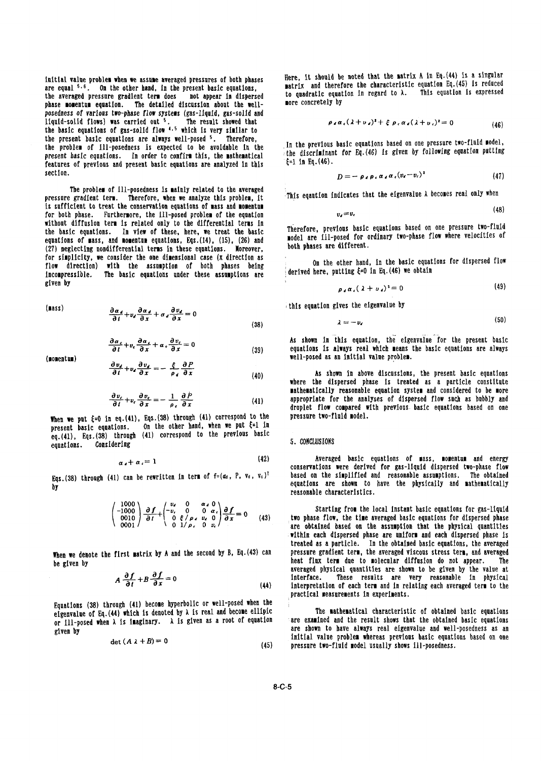initial value problem when we assume averaged pressures of both phases are equal [5,6]. On the other hand, in the present basic equations, the averaged pressure gradient term does not appear in dispersed phase momentum equation. The detailed discussion about the well-posedness of various two-phase flow systems (gas-liquid, gas-solid and liquid-solid flows) was carried out [5]. The result showed that the basic equations of gas-solid flow [4,5] which is very similar to the present basic equations are always well-posed [5]. Therefore, the problem of ill-posedness is expected to be avoidable in the present basic equations. In order to confirm this, the mathematical features of previous and present basic equations are analyzed in this section.

The problem of ill-posedness is mainly related to the averaged pressure gradient term. Therefore, when we analyze this problem, it is sufficient to treat the conservation equations of mass and momentum for both phase. Furthermore, the ill-posed problem of the equation without diffusion term is related only to the differential terms in the basic equations. In view of these, here, we treat the basic equations of mass, and momentum equations, Eqs.(14), (15), (26) and (27) neglecting nondifferential terms in these equations. Moreover, for simplicity, we consider the one dimensional case (x direction as flow direction) with the assumption of both phases being incompressible. The basic equations under these assumptions are given by

(mass)

$$\frac{\partial \alpha_d}{\partial t}+v_d\frac{\partial \alpha_d}{\partial x}+\alpha_d\frac{\partial v_d}{\partial x}=0 \tag{38}$$

$$\frac{\partial \alpha_c}{\partial t}+v_c\frac{\partial \alpha_c}{\partial x}+\alpha_c\frac{\partial v_c}{\partial x}=0 \tag{39}$$

(momentum)

$$\frac{\partial v_d}{\partial t}+v_d\frac{\partial v_d}{\partial x}=-\frac{\xi}{\rho_d}\frac{\partial P}{\partial x} \tag{40}$$

$$\frac{\partial v_c}{\partial t}+v_c\frac{\partial v_c}{\partial x}=-\frac{1}{\rho_c}\frac{\partial P}{\partial x} \tag{41}$$

When we put $\xi$=0 in eq.(41), Eqs.(38) through (41) correspond to the present basic equations. On the other hand, when we put $\xi$=1 in eq.(41), Eqs.(38) through (41) correspond to the previous basic equations. Considering

$$\alpha_d+\alpha_c=1 \tag{42}$$

Eqs.(38) through (41) can be rewritten in term of $f=(\alpha_d,\ P,\ v_d,\ v_c)^T$ by

$$\begin{pmatrix} 1000 \\ -1000 \\ 0010 \\ 0001 \end{pmatrix}\frac{\partial f}{\partial t}+\begin{pmatrix} v_d & 0 & \alpha_d & 0 \\ -v_c & 0 & 0 & \alpha_c \\ 0 & \xi/\rho_d & v_d & 0 \\ 0 & 1/\rho_c & 0 & v_c \end{pmatrix}\frac{\partial f}{\partial x}=0 \tag{43}$$

When we denote the first matrix by A and the second by B, Eq.(43) can be given by

$$A\frac{\partial f}{\partial t}+B\frac{\partial f}{\partial x}=0 \tag{44}$$

Equations (38) through (41) become hyperbolic or well-posed when the eigenvalue of Eq.(44) which is denoted by $\lambda$ is real and become ellipic or ill-posed when $\lambda$ is imaginary. $\lambda$ is given as a root of equation given by

$$\det(A\lambda+B)=0 \tag{45}$$

Here, it should be noted that the matrix A in Eq.(44) is a singular matrix and therefore the characteristic equation Eq.(45) is reduced to quadratic equation in regard to $\lambda$. This equation is expressed more concretely by

$$\rho_d\alpha_c(\lambda+v_d)^2+\xi\rho_c\alpha_d(\lambda+v_c)^2=0 \tag{46}$$

In the previous basic equations based on one pressure two-fluid model, the discriminant for Eq.(46) is given by following equation putting $\xi$=1 in Eq.(46).

$$D=-\rho_d\rho_c\alpha_d\alpha_c(v_d-v_c)^2 \tag{47}$$

This eqaution indicates that the eigenvalue $\lambda$ becomes real only when

$$v_d=v_c \tag{48}$$

Therefore, previous basic equations based on one pressure two-fluid model are ill-posed for ordinary two-phase flow where velocities of both phases are different.

On the other hand, in the basic equations for dispersed flow derived here, putting $\xi$=0 in Eq.(46) we obtain

$$\rho_d\alpha_c(\lambda+v_d)^2=0 \tag{49}$$

this equation gives the eigenvalue by

$$\lambda=-v_d \tag{50}$$

As shown in this equation, the eigenvalue for the present basic equations is always real which means the basic equations are always well-posed as an initial value problem.

As shown in above discussions, the present basic equations where the dispersed phase is treated as a particle constitute mathematically reasonable equation system and considered to be more appropriate for the analyses of dispersed flow such as bubbly and droplet flow compared with previous basic equations based on one pressure two-fluid model.

## 5. CONCLUSIONS

Averaged basic equations of mass, momentum and energy conservations were derived for gas-liquid dispersed two-phase flow based on the simplified and reasonable assumptions. The obtained equations are shown to have the physically and mathematically reasonable characteristics.

Starting from the local instant basic equations for gas-liquid two phase flow, the time averaged basic equations for dispersed phase are obtained based on the assumption that the physical quantities within each dispersed phase are uniform and each dispersed phase is treated as a particle. In the obtained basic equations, the averaged pressure gradient term, the averaged viscous stress term, and averaged heat flux term due to molecular diffusion do not appear. The averaged physical quantities are shown to be given by the value at interface. These results are very reasonable in physical interpretation of each term and in relating each averaged term to the practical measurements in experiments.

The mathematical characteristic of obtained basic equations are examined and the result shows that the obtained basic equations are shown to have always real eigenvalue and well-posedness as an initial value problem whereas previous basic equations based on one pressure two-fluid model usually shows ill-posedness.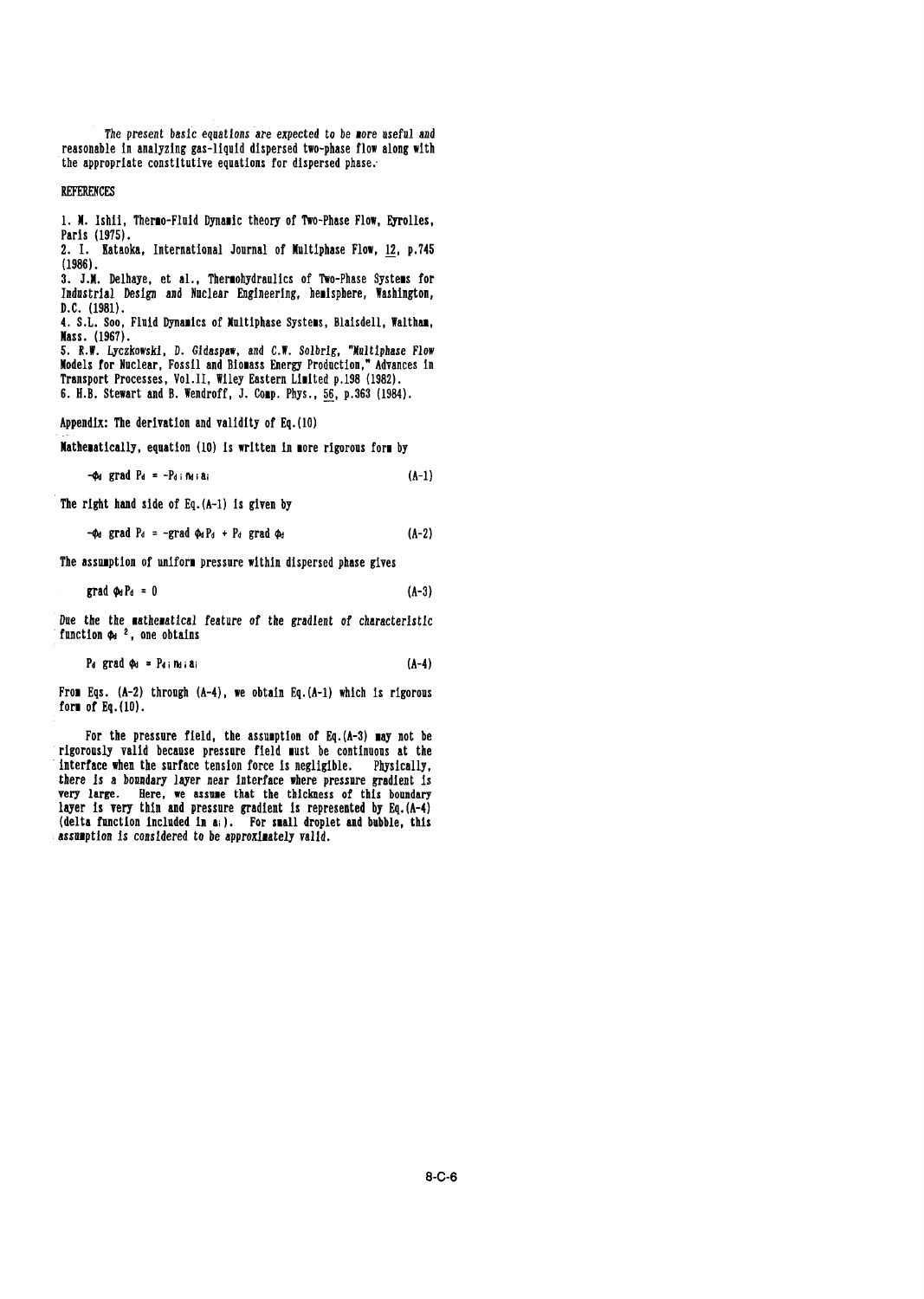*The present basic equations are expected to be more useful and reasonable in analyzing gas-liquid dispersed two-phase flow along with the appropriate constitutive equations for dispersed phase.*

## REFERENCES

1. M. Ishii, Thermo-Fluid Dynamic theory of Two-Phase Flow, Eyrolles, Paris (1975).
2. I. Kataoka, International Journal of Multiphase Flow, 12, p.745 (1986).
3. J.M. Delhaye, et al., Thermohydraulics of Two-Phase Systems for Industrial Design and Nuclear Engineering, hemisphere, Washington, D.C. (1981).
4. S.L. Soo, Fluid Dynamics of Multiphase Systems, Blaisdell, Waltham, Mass. (1967).
5. R.W. Lyczkowski, D. Gidaspaw, and C.W. Solbrig, "Multiphase Flow Models for Nuclear, Fossil and Biomass Energy Production," Advances in Transport Processes, Vol.II, Wiley Eastern Limited p.198 (1982).
6. H.B. Stewart and B. Wendroff, J. Comp. Phys., 56, p.363 (1984).

## Appendix: The derivation and validity of Eq.(10)

Mathematically, equation (10) is written in more rigorous form by

$$-\phi_d \text{ grad } P_d = -P_{di} n_{di} a_i \tag{A-1}$$

The right hand side of Eq.(A-1) is given by

$$-\phi_d \text{ grad } P_d = -\text{grad } \phi_d P_d + P_d \text{ grad } \phi_d \tag{A-2}$$

The assumption of uniform pressure within dispersed phase gives

$$\text{grad } \phi_d P_d = 0 \tag{A-3}$$

*Due the the mathematical feature of the gradient of characteristic function* $\phi_d$ [2], one obtains

$$P_d \text{ grad } \phi_d = P_{di} n_{di} a_i \tag{A-4}$$

From Eqs. (A-2) through (A-4), we obtain Eq.(A-1) which is rigorous form of Eq.(10).

For the pressure field, the assumption of Eq.(A-3) may not be rigorously valid because pressure field must be continuous at the interface when the surface tension force is negligible. Physically, there is a boundary layer near interface where pressure gradient is very large. Here, we assume that the thickness of this boundary layer is very thin and pressure gradient is represented by Eq.(A-4) (delta function included in $a_i$). For small droplet and bubble, this assumption is considered to be approximately valid.